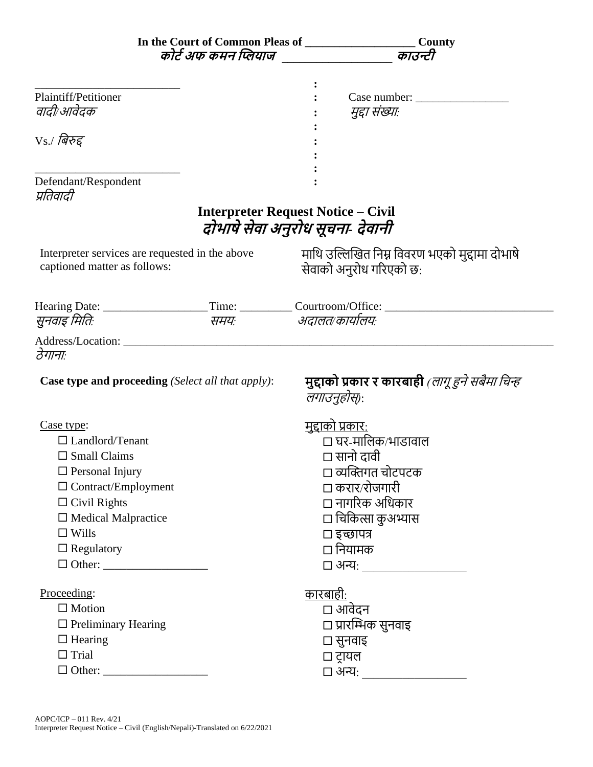**In the Court of Common Pleas of \_\_\_\_\_\_\_\_\_\_\_\_\_\_\_\_\_\_\_ County**
***कोर्ट अफ कमन प्लियाज \_\_\_\_\_\_\_\_\_\_\_\_\_\_\_\_\_\_ काउन्टी***

\_\_\_\_\_\_\_\_\_\_\_\_\_\_\_\_\_\_\_\_\_\_\_\_\_\_
Plaintiff/Petitioner
*वादी/आवेदक*

Vs./ *बिरुद्द*

\_\_\_\_\_\_\_\_\_\_\_\_\_\_\_\_\_\_\_\_\_\_\_\_\_\_
Defendant/Respondent
*प्रतिवादी*

Case number: \_\_\_\_\_\_\_\_\_\_\_\_\_\_\_\_
*मुद्दा संख्याः*

## Interpreter Request Notice – Civil
## *दोभाषे सेवा अनुरोध सूचना- देवानी*

Interpreter services are requested in the above captioned matter as follows:

माथि उल्लिखित निम्न विवरण भएको मुद्दामा दोभाषे सेवाको अनुरोध गरिएको छः

Hearing Date: \_\_\_\_\_\_\_\_\_\_\_\_\_\_\_\_\_\_ Time: \_\_\_\_\_\_\_\_\_ Courtroom/Office: \_\_\_\_\_\_\_\_\_\_\_\_\_\_\_\_\_\_\_\_\_\_\_\_\_\_\_\_\_
*सुनवाइ मितिः* *समयः* *अदालत/कार्यालयः*

Address/Location: \_\_\_\_\_\_\_\_\_\_\_\_\_\_\_\_\_\_\_\_\_\_\_\_\_\_\_\_\_\_\_\_\_\_\_\_\_\_\_\_\_\_\_\_\_\_\_\_\_\_\_\_\_\_\_\_\_\_\_\_\_\_\_\_\_\_\_\_\_\_\_\_\_\_\_
*ठेगानाः*

**Case type and proceeding** *(Select all that apply)*:

**मुद्दाको प्रकार र कारबाही** *(लागू हुने सबैमा चिन्ह लगाउनुहोस्)*:

Case type:
- ☐ Landlord/Tenant
- ☐ Small Claims
- ☐ Personal Injury
- ☐ Contract/Employment
- ☐ Civil Rights
- ☐ Medical Malpractice
- ☐ Wills
- ☐ Regulatory
- ☐ Other: \_\_\_\_\_\_\_\_\_\_\_\_\_\_\_\_\_\_

मुद्दाको प्रकार:
- ☐ घर-मालिक/भाडावाल
- ☐ सानो दावी
- ☐ व्यक्तिगत चोटपटक
- ☐ करार/रोजगारी
- ☐ नागरिक अधिकार
- ☐ चिकित्सा कुअभ्यास
- ☐ इच्छापत्र
- ☐ नियामक
- ☐ अन्यः \_\_\_\_\_\_\_\_\_\_\_\_\_\_\_\_\_\_

Proceeding:
- ☐ Motion
- ☐ Preliminary Hearing
- ☐ Hearing
- ☐ Trial
- ☐ Other: \_\_\_\_\_\_\_\_\_\_\_\_\_\_\_\_\_\_

कारबाही:
- ☐ आवेदन
- ☐ प्रारम्भिक सुनवाइ
- ☐ सुनवाइ
- ☐ ट्रायल
- ☐ अन्यः \_\_\_\_\_\_\_\_\_\_\_\_\_\_\_\_\_\_

AOPC/ICP – 011 Rev. 4/21
Interpreter Request Notice – Civil (English/Nepali)-Translated on 6/22/2021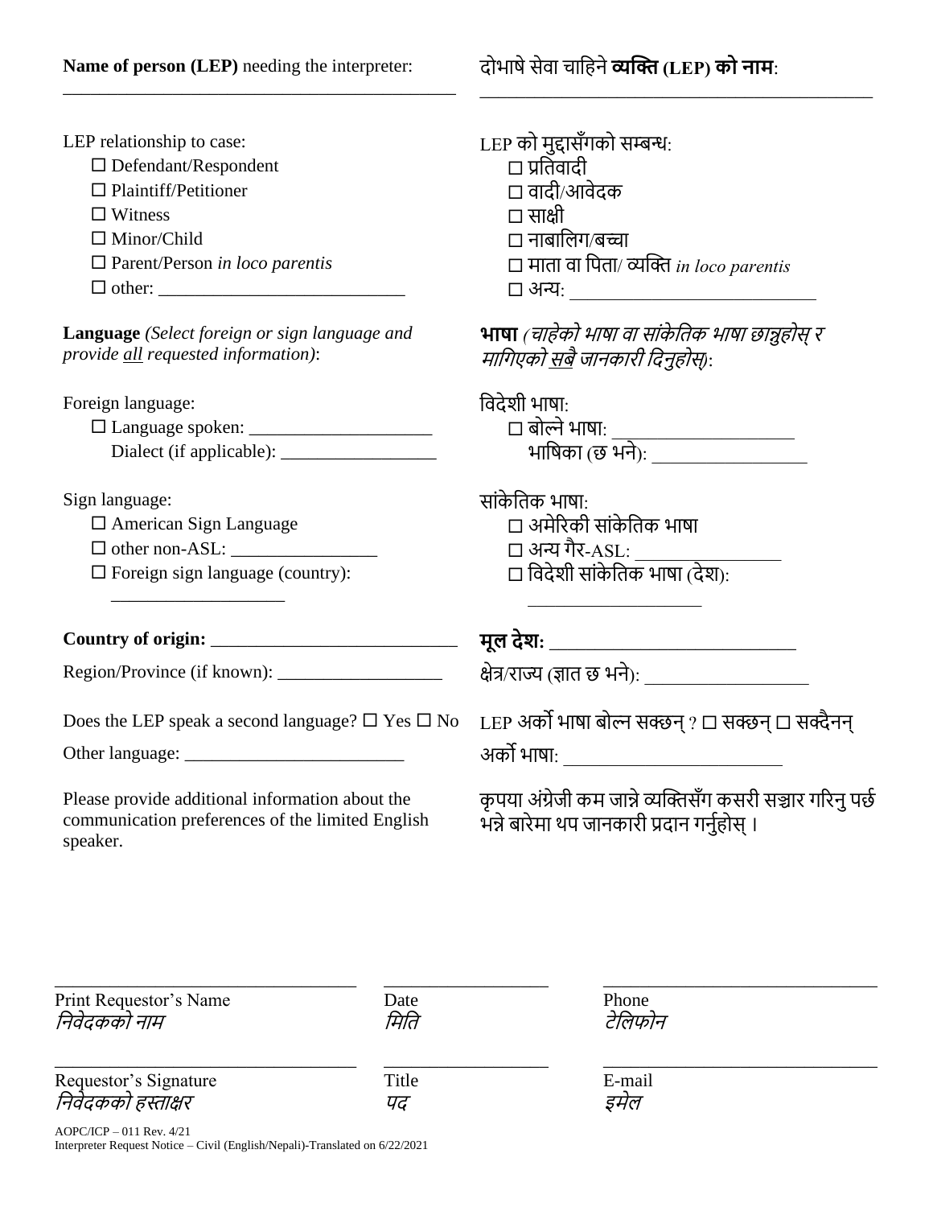**Name of person (LEP)** needing the interpreter: \_\_\_\_\_\_\_\_\_\_\_\_\_\_\_\_\_\_\_\_\_\_\_\_\_\_\_\_\_\_\_\_\_\_\_\_\_\_\_\_\_\_\_\_

दोभाषे सेवा चाहिने **व्यक्ति (LEP) को नाम**: \_\_\_\_\_\_\_\_\_\_\_\_\_\_\_\_\_\_\_\_\_\_\_\_\_\_\_\_\_\_\_\_\_\_\_\_\_\_\_\_\_\_\_\_

LEP relationship to case:
- ☐ Defendant/Respondent
- ☐ Plaintiff/Petitioner
- ☐ Witness
- ☐ Minor/Child
- ☐ Parent/Person *in loco parentis*
- ☐ other: \_\_\_\_\_\_\_\_\_\_\_\_\_\_\_\_\_\_\_\_\_\_\_\_\_\_\_

LEP को मुद्दासँगको सम्बन्ध:
- ☐ प्रतिवादी
- ☐ वादी/आवेदक
- ☐ साक्षी
- ☐ नाबालिग/बच्चा
- ☐ माता वा पिता/ व्यक्ति *in loco parentis*
- ☐ अन्य: \_\_\_\_\_\_\_\_\_\_\_\_\_\_\_\_\_\_\_\_\_\_\_\_\_\_\_

**Language** *(Select foreign or sign language and provide all requested information)*:

**भाषा** *(चाहेको भाषा वा सांकेतिक भाषा छान्नुहोस् र मागिएको सबै जानकारी दिनुहोस्)*:

Foreign language:
- ☐ Language spoken: \_\_\_\_\_\_\_\_\_\_\_\_\_\_\_\_\_\_\_\_
  Dialect (if applicable): \_\_\_\_\_\_\_\_\_\_\_\_\_\_\_\_\_

विदेशी भाषा:
- ☐ बोल्ने भाषा: \_\_\_\_\_\_\_\_\_\_\_\_\_\_\_\_\_\_\_\_
  भाषिका (छ भने): \_\_\_\_\_\_\_\_\_\_\_\_\_\_\_\_\_

Sign language:
- ☐ American Sign Language
- ☐ other non-ASL: \_\_\_\_\_\_\_\_\_\_\_\_\_\_\_\_
- ☐ Foreign sign language (country): \_\_\_\_\_\_\_\_\_\_\_\_\_\_\_\_\_\_\_

सांकेतिक भाषा:
- ☐ अमेरिकी सांकेतिक भाषा
- ☐ अन्य गैर-ASL: \_\_\_\_\_\_\_\_\_\_\_\_\_\_\_\_
- ☐ विदेशी सांकेतिक भाषा (देश): \_\_\_\_\_\_\_\_\_\_\_\_\_\_\_\_\_\_\_

**Country of origin:** \_\_\_\_\_\_\_\_\_\_\_\_\_\_\_\_\_\_\_\_\_\_\_\_\_\_\_

**मूल देश:** \_\_\_\_\_\_\_\_\_\_\_\_\_\_\_\_\_\_\_\_\_\_\_\_\_\_\_

Region/Province (if known): \_\_\_\_\_\_\_\_\_\_\_\_\_\_\_\_\_\_

क्षेत्र/राज्य (ज्ञात छ भने): \_\_\_\_\_\_\_\_\_\_\_\_\_\_\_\_\_\_

Does the LEP speak a second language? ☐ Yes ☐ No

LEP अर्को भाषा बोल्न सक्छन् ? ☐ सक्छन् ☐ सक्दैनन्

Other language: \_\_\_\_\_\_\_\_\_\_\_\_\_\_\_\_\_\_\_\_\_\_\_\_

अर्को भाषा: \_\_\_\_\_\_\_\_\_\_\_\_\_\_\_\_\_\_\_\_\_\_\_\_

Please provide additional information about the communication preferences of the limited English speaker.

कृपया अंग्रेजी कम जान्ने व्यक्तिसँग कसरी सञ्चार गरिनु पर्छ भन्ने बारेमा थप जानकारी प्रदान गर्नुहोस् ।

| | | |
|---|---|---|
| \_\_\_\_\_\_\_\_\_\_\_\_\_\_\_\_\_\_\_\_\_\_\_\_\_\_\_\_\_\_ | \_\_\_\_\_\_\_\_\_\_\_\_\_\_\_\_ | \_\_\_\_\_\_\_\_\_\_\_\_\_\_\_\_\_\_\_\_\_\_\_\_\_\_\_ |
| Print Requestor's Name *निवेदकको नाम* | Date *मिति* | Phone *टेलिफोन* |
| \_\_\_\_\_\_\_\_\_\_\_\_\_\_\_\_\_\_\_\_\_\_\_\_\_\_\_\_\_\_ | \_\_\_\_\_\_\_\_\_\_\_\_\_\_\_\_ | \_\_\_\_\_\_\_\_\_\_\_\_\_\_\_\_\_\_\_\_\_\_\_\_\_\_\_ |
| Requestor's Signature *निवेदकको हस्ताक्षर* | Title *पद* | E-mail *इमेल* |

AOPC/ICP – 011 Rev. 4/21
Interpreter Request Notice – Civil (English/Nepali)-Translated on 6/22/2021